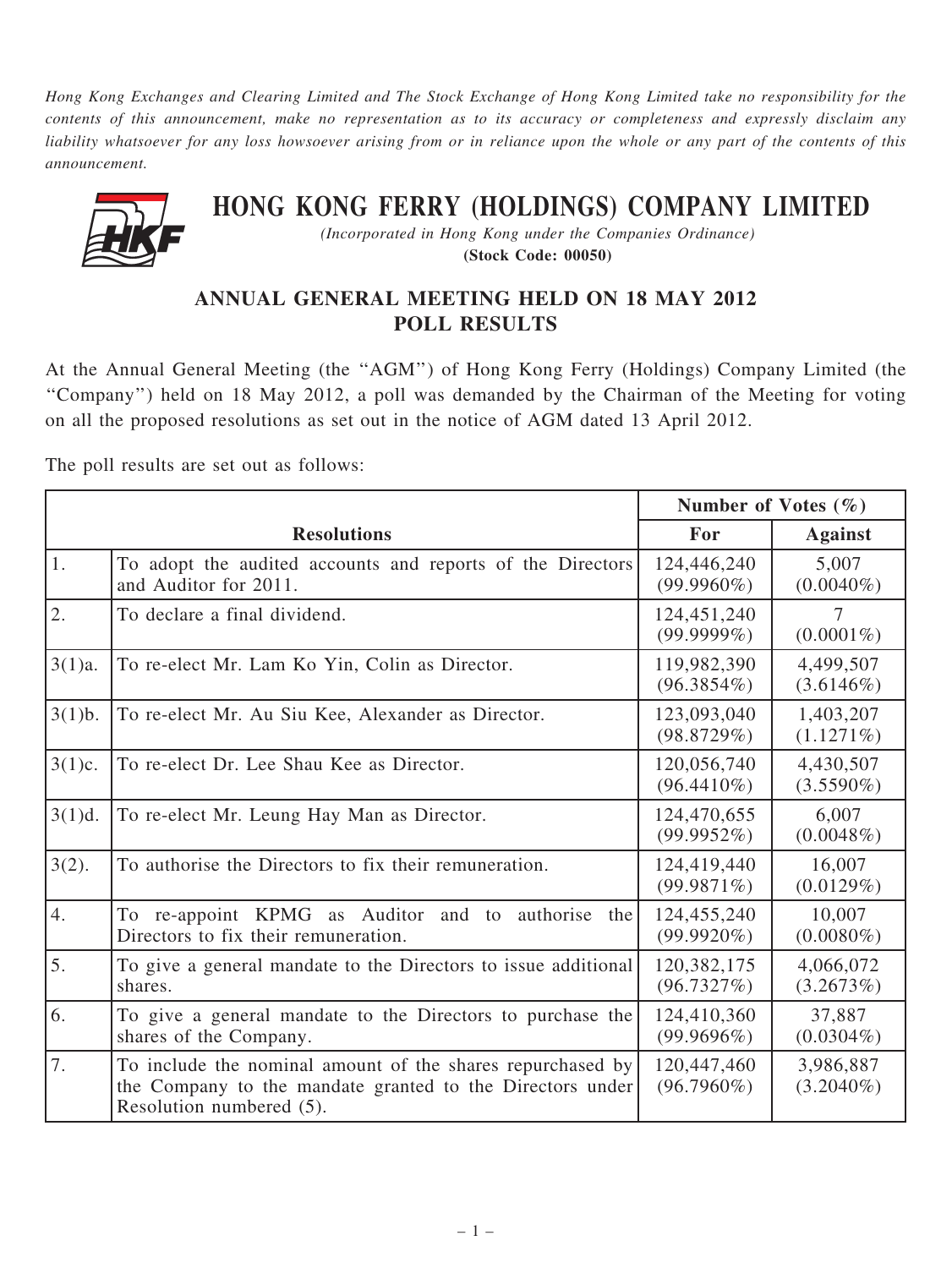*Hong Kong Exchanges and Clearing Limited and The Stock Exchange of Hong Kong Limited take no responsibility for the contents of this announcement, make no representation as to its accuracy or completeness and expressly disclaim any liability whatsoever for any loss howsoever arising from or in reliance upon the whole or any part of the contents of this announcement.*

# HONG KONG FERRY (HOLDINGS) COMPANY LIMITED

*(Incorporated in Hong Kong under the Companies Ordinance)*

**(Stock Code: 00050)**

## ANNUAL GENERAL MEETING HELD ON 18 MAY 2012 POLL RESULTS

At the Annual General Meeting (the "AGM") of Hong Kong Ferry (Holdings) Company Limited (the "Company") held on 18 May 2012, a poll was demanded by the Chairman of the Meeting for voting on all the proposed resolutions as set out in the notice of AGM dated 13 April 2012.

The poll results are set out as follows:

| | | **Number of Votes (%)** | |
|---|---|---|---|
| | **Resolutions** | **For** | **Against** |
| 1. | To adopt the audited accounts and reports of the Directors and Auditor for 2011. | 124,446,240 (99.9960%) | 5,007 (0.0040%) |
| 2. | To declare a final dividend. | 124,451,240 (99.9999%) | 7 (0.0001%) |
| 3(1)a. | To re-elect Mr. Lam Ko Yin, Colin as Director. | 119,982,390 (96.3854%) | 4,499,507 (3.6146%) |
| 3(1)b. | To re-elect Mr. Au Siu Kee, Alexander as Director. | 123,093,040 (98.8729%) | 1,403,207 (1.1271%) |
| 3(1)c. | To re-elect Dr. Lee Shau Kee as Director. | 120,056,740 (96.4410%) | 4,430,507 (3.5590%) |
| 3(1)d. | To re-elect Mr. Leung Hay Man as Director. | 124,470,655 (99.9952%) | 6,007 (0.0048%) |
| 3(2). | To authorise the Directors to fix their remuneration. | 124,419,440 (99.9871%) | 16,007 (0.0129%) |
| 4. | To re-appoint KPMG as Auditor and to authorise the Directors to fix their remuneration. | 124,455,240 (99.9920%) | 10,007 (0.0080%) |
| 5. | To give a general mandate to the Directors to issue additional shares. | 120,382,175 (96.7327%) | 4,066,072 (3.2673%) |
| 6. | To give a general mandate to the Directors to purchase the shares of the Company. | 124,410,360 (99.9696%) | 37,887 (0.0304%) |
| 7. | To include the nominal amount of the shares repurchased by the Company to the mandate granted to the Directors under Resolution numbered (5). | 120,447,460 (96.7960%) | 3,986,887 (3.2040%) |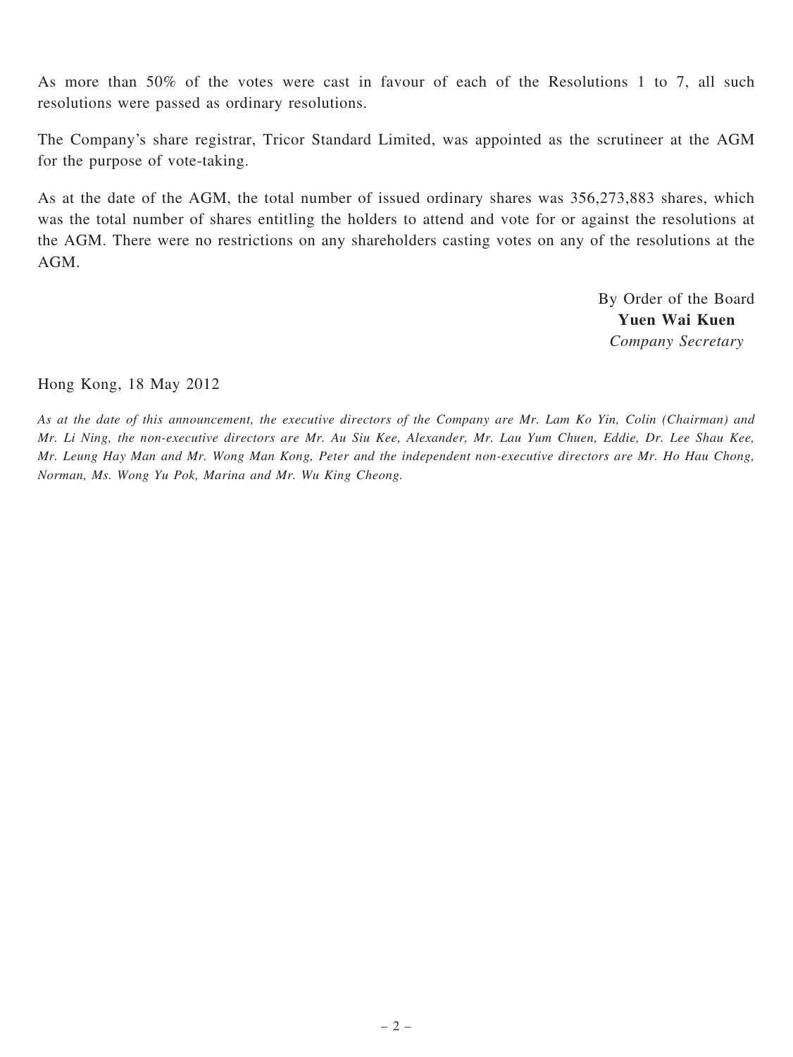As more than 50% of the votes were cast in favour of each of the Resolutions 1 to 7, all such resolutions were passed as ordinary resolutions.

The Company's share registrar, Tricor Standard Limited, was appointed as the scrutineer at the AGM for the purpose of vote-taking.

As at the date of the AGM, the total number of issued ordinary shares was 356,273,883 shares, which was the total number of shares entitling the holders to attend and vote for or against the resolutions at the AGM. There were no restrictions on any shareholders casting votes on any of the resolutions at the AGM.

By Order of the Board
**Yuen Wai Kuen**
*Company Secretary*

Hong Kong, 18 May 2012

*As at the date of this announcement, the executive directors of the Company are Mr. Lam Ko Yin, Colin (Chairman) and Mr. Li Ning, the non-executive directors are Mr. Au Siu Kee, Alexander, Mr. Lau Yum Chuen, Eddie, Dr. Lee Shau Kee, Mr. Leung Hay Man and Mr. Wong Man Kong, Peter and the independent non-executive directors are Mr. Ho Hau Chong, Norman, Ms. Wong Yu Pok, Marina and Mr. Wu King Cheong.*